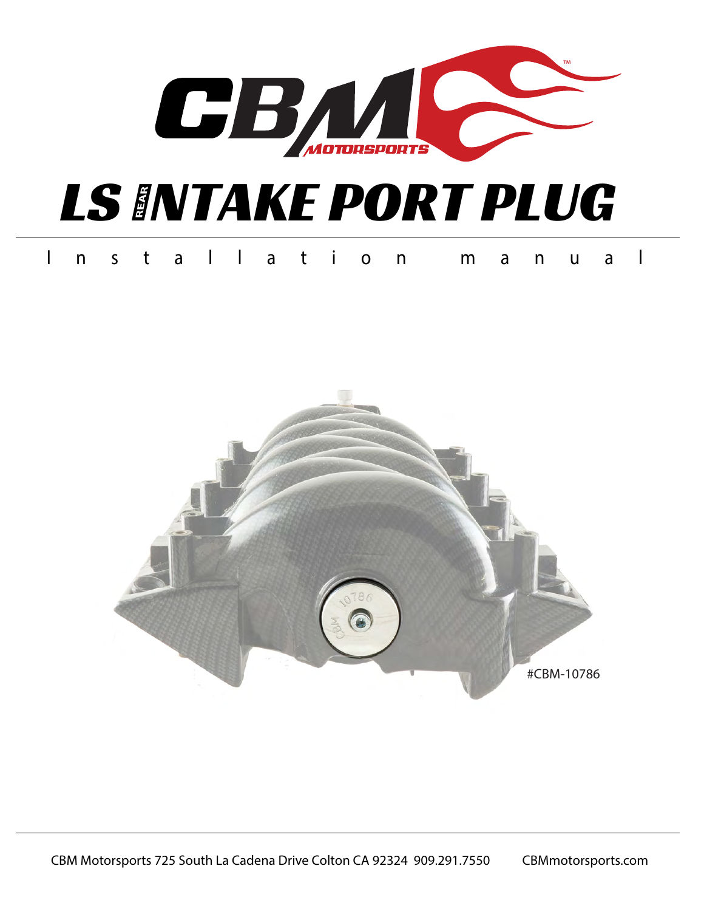# CBM MOTORSPORTS

# LS REAR INTAKE PORT PLUG

## Installation manual

#CBM-10786

CBM Motorsports 725 South La Cadena Drive Colton CA 92324 909.291.7550 CBMmotorsports.com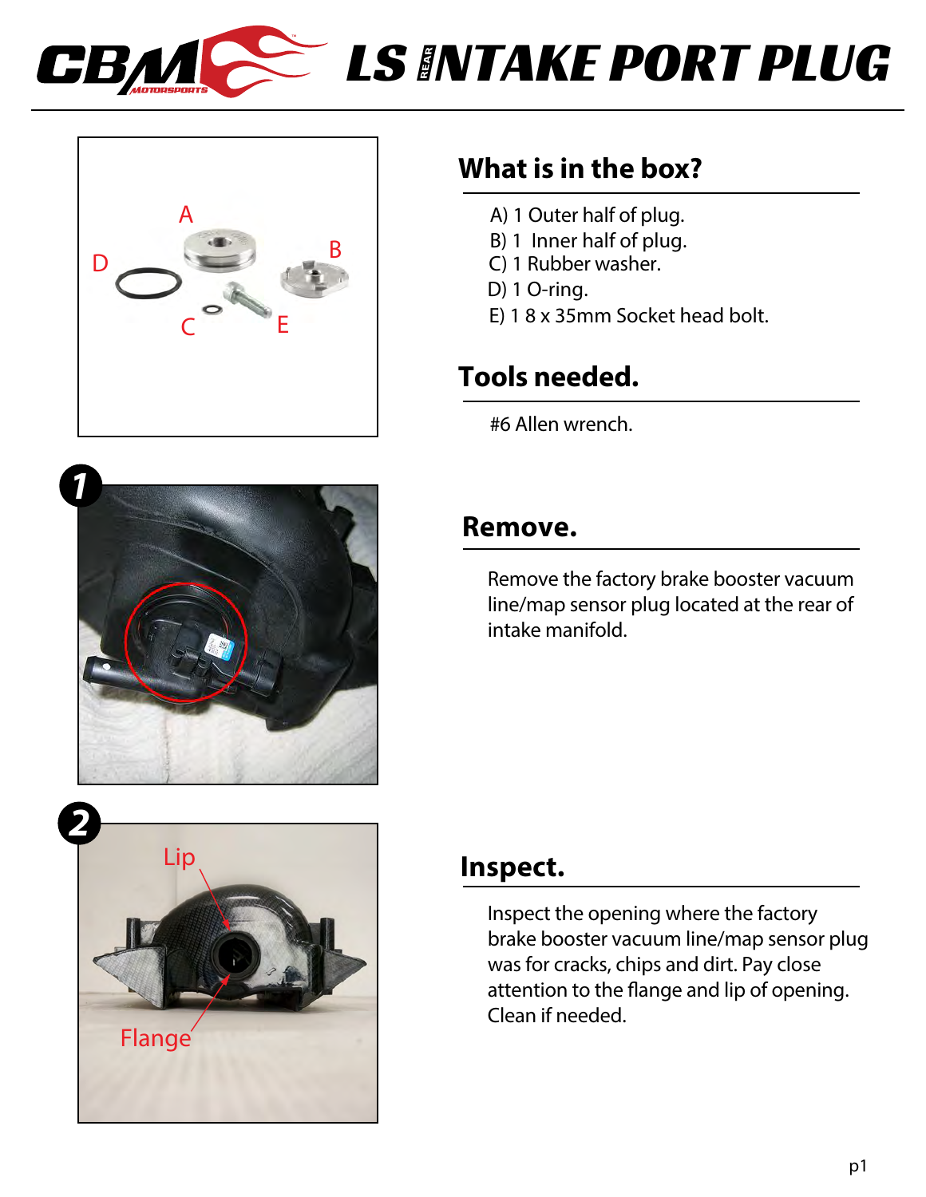# LS REAR INTAKE PORT PLUG

## What is in the box?

A) 1 Outer half of plug.
B) 1 Inner half of plug.
C) 1 Rubber washer.
D) 1 O-ring.
E) 1 8 x 35mm Socket head bolt.

## Tools needed.

#6 Allen wrench.

**1**

## Remove.

Remove the factory brake booster vacuum line/map sensor plug located at the rear of intake manifold.

**2**

## Inspect.

Inspect the opening where the factory brake booster vacuum line/map sensor plug was for cracks, chips and dirt. Pay close attention to the flange and lip of opening. Clean if needed.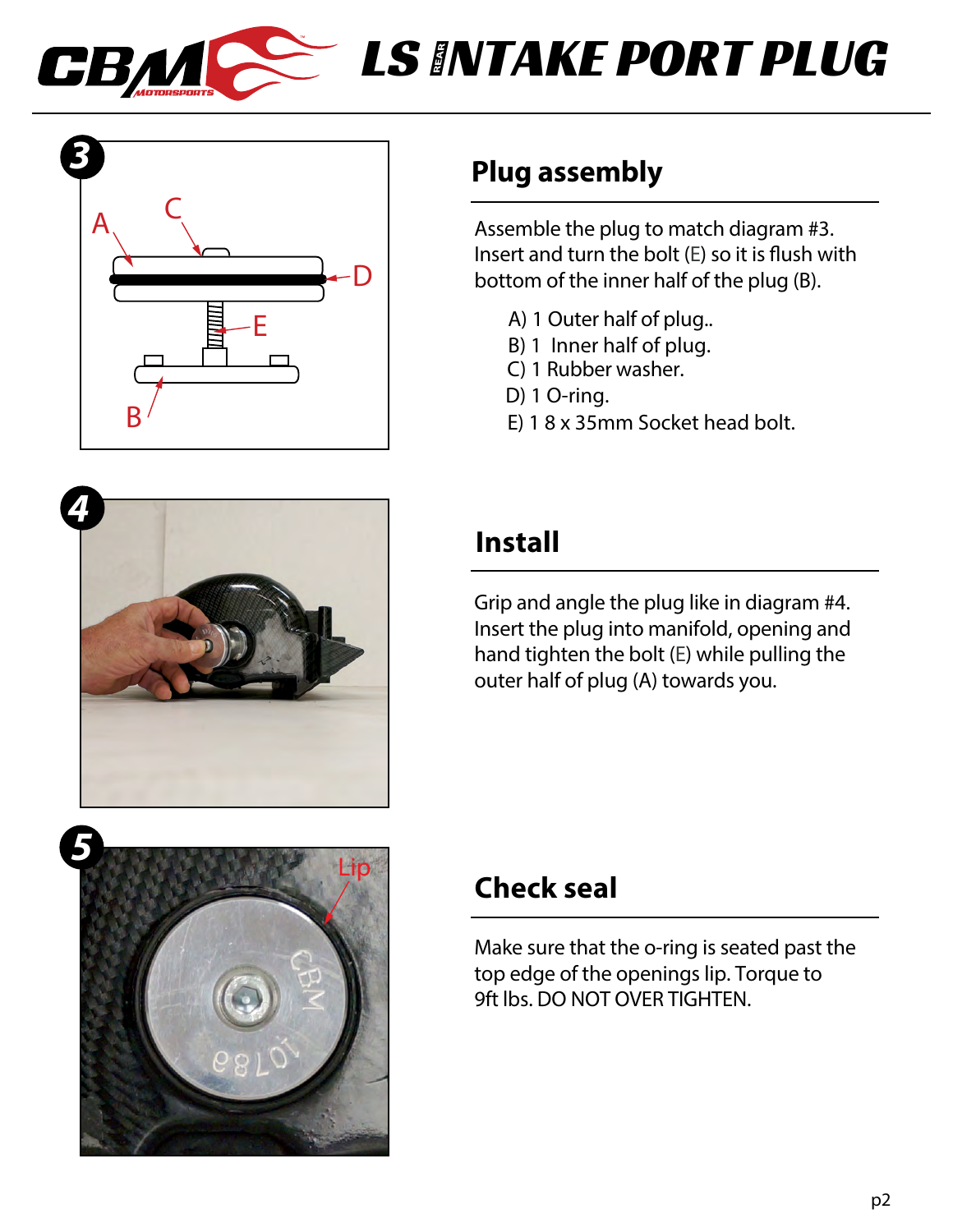# LS REAR INTAKE PORT PLUG

## Plug assembly

Assemble the plug to match diagram #3. Insert and turn the bolt (E) so it is flush with bottom of the inner half of the plug (B).

A) 1 Outer half of plug..
B) 1 Inner half of plug.
C) 1 Rubber washer.
D) 1 O-ring.
E) 1 8 x 35mm Socket head bolt.

## Install

Grip and angle the plug like in diagram #4. Insert the plug into manifold, opening and hand tighten the bolt (E) while pulling the outer half of plug (A) towards you.

## Check seal

Make sure that the o-ring is seated past the top edge of the openings lip. Torque to 9ft lbs. DO NOT OVER TIGHTEN.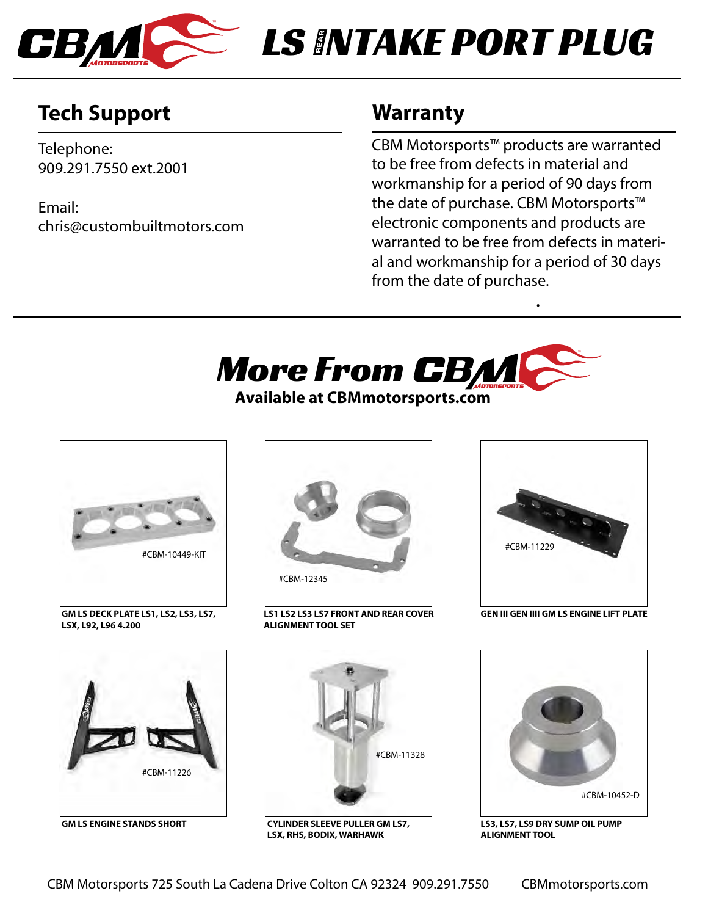# LS REAR INTAKE PORT PLUG

## Tech Support

Telephone:
909.291.7550 ext.2001

Email:
chris@custombuiltmotors.com

## Warranty

CBM Motorsports™ products are warranted to be free from defects in material and workmanship for a period of 90 days from the date of purchase. CBM Motorsports™ electronic components and products are warranted to be free from defects in material and workmanship for a period of 30 days from the date of purchase.

## More From CBM

**Available at CBMmotorsports.com**

#CBM-10449-KIT

**GM LS DECK PLATE LS1, LS2, LS3, LS7, LSX, L92, L96 4.200**

#CBM-12345

**LS1 LS2 LS3 LS7 FRONT AND REAR COVER ALIGNMENT TOOL SET**

#CBM-11229

**GEN III GEN IIII GM LS ENGINE LIFT PLATE**

#CBM-11226

**GM LS ENGINE STANDS SHORT**

#CBM-11328

**CYLINDER SLEEVE PULLER GM LS7, LSX, RHS, BODIX, WARHAWK**

#CBM-10452-D

**LS3, LS7, LS9 DRY SUMP OIL PUMP ALIGNMENT TOOL**

CBM Motorsports 725 South La Cadena Drive Colton CA 92324 909.291.7550 CBMmotorsports.com